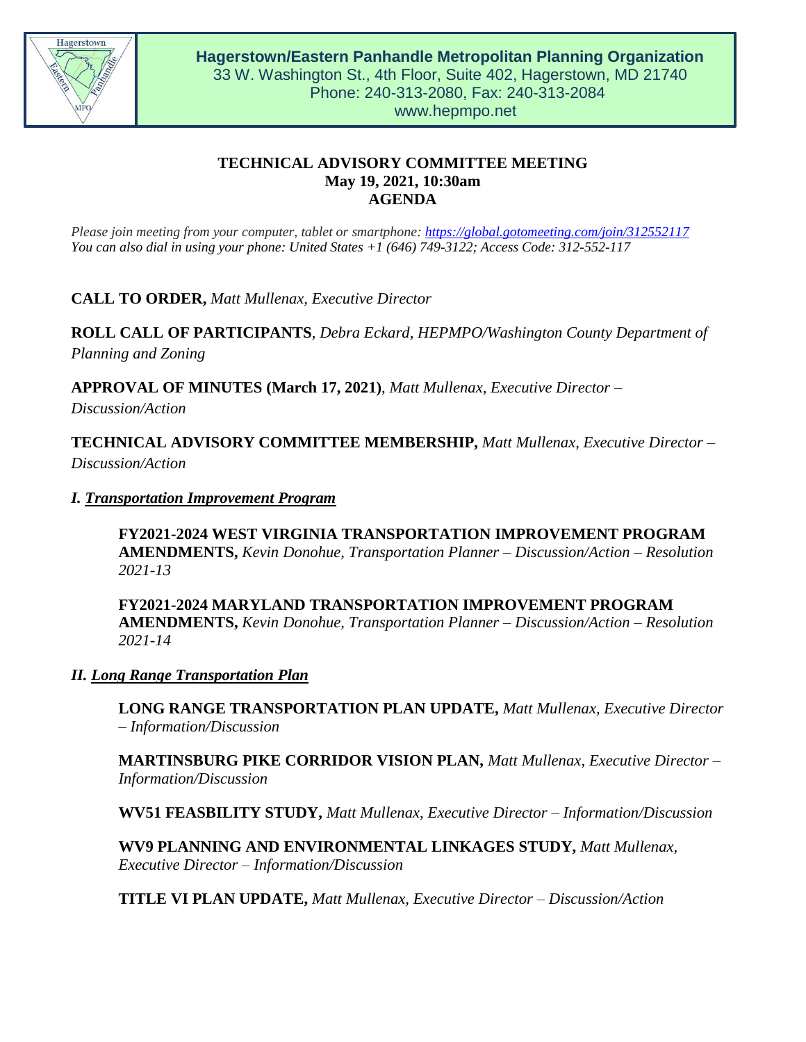**Hagerstown/Eastern Panhandle Metropolitan Planning Organization**
33 W. Washington St., 4th Floor, Suite 402, Hagerstown, MD 21740
Phone: 240-313-2080, Fax: 240-313-2084
www.hepmpo.net

# TECHNICAL ADVISORY COMMITTEE MEETING
## May 19, 2021, 10:30am
## AGENDA

*Please join meeting from your computer, tablet or smartphone: https://global.gotomeeting.com/join/312552117*
*You can also dial in using your phone: United States +1 (646) 749-3122; Access Code: 312-552-117*

**CALL TO ORDER,** *Matt Mullenax, Executive Director*

**ROLL CALL OF PARTICIPANTS**, *Debra Eckard, HEPMPO/Washington County Department of Planning and Zoning*

**APPROVAL OF MINUTES (March 17, 2021)**, *Matt Mullenax, Executive Director – Discussion/Action*

**TECHNICAL ADVISORY COMMITTEE MEMBERSHIP,** *Matt Mullenax, Executive Director – Discussion/Action*

### *I. Transportation Improvement Program*

**FY2021-2024 WEST VIRGINIA TRANSPORTATION IMPROVEMENT PROGRAM AMENDMENTS,** *Kevin Donohue, Transportation Planner – Discussion/Action – Resolution 2021-13*

**FY2021-2024 MARYLAND TRANSPORTATION IMPROVEMENT PROGRAM AMENDMENTS,** *Kevin Donohue, Transportation Planner – Discussion/Action – Resolution 2021-14*

### *II. Long Range Transportation Plan*

**LONG RANGE TRANSPORTATION PLAN UPDATE,** *Matt Mullenax, Executive Director – Information/Discussion*

**MARTINSBURG PIKE CORRIDOR VISION PLAN,** *Matt Mullenax, Executive Director – Information/Discussion*

**WV51 FEASBILITY STUDY,** *Matt Mullenax, Executive Director – Information/Discussion*

**WV9 PLANNING AND ENVIRONMENTAL LINKAGES STUDY,** *Matt Mullenax, Executive Director – Information/Discussion*

**TITLE VI PLAN UPDATE,** *Matt Mullenax, Executive Director – Discussion/Action*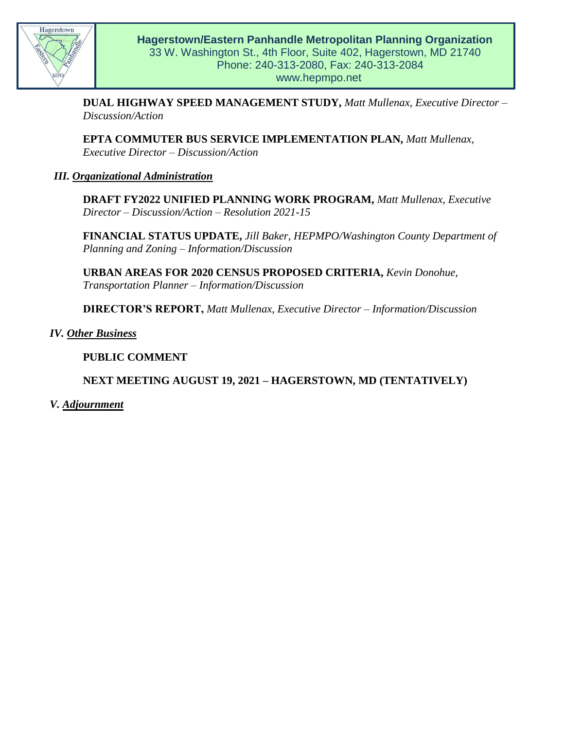**DUAL HIGHWAY SPEED MANAGEMENT STUDY,** *Matt Mullenax, Executive Director – Discussion/Action*

**EPTA COMMUTER BUS SERVICE IMPLEMENTATION PLAN,** *Matt Mullenax, Executive Director – Discussion/Action*

## *III. Organizational Administration*

**DRAFT FY2022 UNIFIED PLANNING WORK PROGRAM,** *Matt Mullenax, Executive Director – Discussion/Action – Resolution 2021-15*

**FINANCIAL STATUS UPDATE,** *Jill Baker, HEPMPO/Washington County Department of Planning and Zoning – Information/Discussion*

**URBAN AREAS FOR 2020 CENSUS PROPOSED CRITERIA,** *Kevin Donohue, Transportation Planner – Information/Discussion*

**DIRECTOR'S REPORT,** *Matt Mullenax, Executive Director – Information/Discussion*

## *IV. Other Business*

**PUBLIC COMMENT**

**NEXT MEETING AUGUST 19, 2021 – HAGERSTOWN, MD (TENTATIVELY)**

## *V. Adjournment*